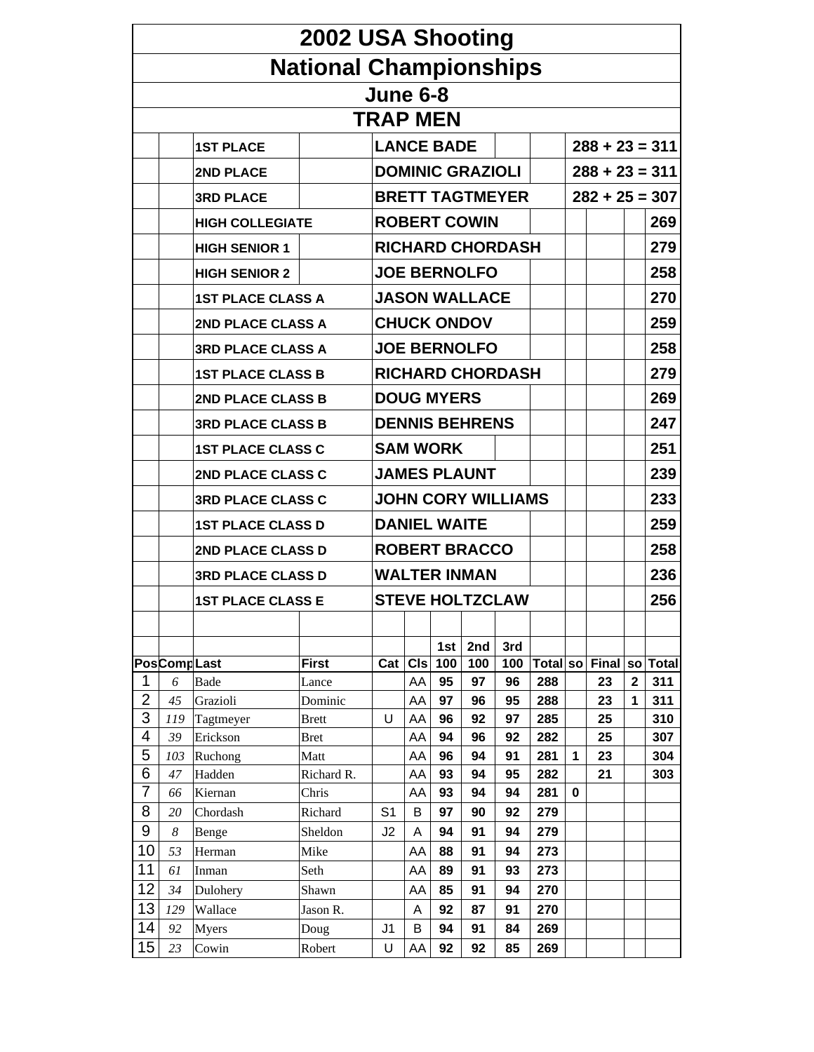# 2002 USA Shooting

# National Championships

## June 6-8

## TRAP MEN

| Award | Name | Score |
|---|---|---|
| 1ST PLACE | LANCE BADE | 288 + 23 = 311 |
| 2ND PLACE | DOMINIC GRAZIOLI | 288 + 23 = 311 |
| 3RD PLACE | BRETT TAGTMEYER | 282 + 25 = 307 |
| HIGH COLLEGIATE | ROBERT COWIN | 269 |
| HIGH SENIOR 1 | RICHARD CHORDASH | 279 |
| HIGH SENIOR 2 | JOE BERNOLFO | 258 |
| 1ST PLACE CLASS A | JASON WALLACE | 270 |
| 2ND PLACE CLASS A | CHUCK ONDOV | 259 |
| 3RD PLACE CLASS A | JOE BERNOLFO | 258 |
| 1ST PLACE CLASS B | RICHARD CHORDASH | 279 |
| 2ND PLACE CLASS B | DOUG MYERS | 269 |
| 3RD PLACE CLASS B | DENNIS BEHRENS | 247 |
| 1ST PLACE CLASS C | SAM WORK | 251 |
| 2ND PLACE CLASS C | JAMES PLAUNT | 239 |
| 3RD PLACE CLASS C | JOHN CORY WILLIAMS | 233 |
| 1ST PLACE CLASS D | DANIEL WAITE | 259 |
| 2ND PLACE CLASS D | ROBERT BRACCO | 258 |
| 3RD PLACE CLASS D | WALTER INMAN | 236 |
| 1ST PLACE CLASS E | STEVE HOLTZCLAW | 256 |

| Pos | Comp | Last | First | Cat | Cls | 1st 100 | 2nd 100 | 3rd 100 | Total | so | Final | so | Total |
|---|---|---|---|---|---|---|---|---|---|---|---|---|---|
| 1 | 6 | Bade | Lance | | AA | 95 | 97 | 96 | 288 | | 23 | 2 | 311 |
| 2 | 45 | Grazioli | Dominic | | AA | 97 | 96 | 95 | 288 | | 23 | 1 | 311 |
| 3 | 119 | Tagtmeyer | Brett | U | AA | 96 | 92 | 97 | 285 | | 25 | | 310 |
| 4 | 39 | Erickson | Bret | | AA | 94 | 96 | 92 | 282 | | 25 | | 307 |
| 5 | 103 | Ruchong | Matt | | AA | 96 | 94 | 91 | 281 | 1 | 23 | | 304 |
| 6 | 47 | Hadden | Richard R. | | AA | 93 | 94 | 95 | 282 | | 21 | | 303 |
| 7 | 66 | Kiernan | Chris | | AA | 93 | 94 | 94 | 281 | 0 | | | |
| 8 | 20 | Chordash | Richard | S1 | B | 97 | 90 | 92 | 279 | | | | |
| 9 | 8 | Benge | Sheldon | J2 | A | 94 | 91 | 94 | 279 | | | | |
| 10 | 53 | Herman | Mike | | AA | 88 | 91 | 94 | 273 | | | | |
| 11 | 61 | Inman | Seth | | AA | 89 | 91 | 93 | 273 | | | | |
| 12 | 34 | Dulohery | Shawn | | AA | 85 | 91 | 94 | 270 | | | | |
| 13 | 129 | Wallace | Jason R. | | A | 92 | 87 | 91 | 270 | | | | |
| 14 | 92 | Myers | Doug | J1 | B | 94 | 91 | 84 | 269 | | | | |
| 15 | 23 | Cowin | Robert | U | AA | 92 | 92 | 85 | 269 | | | | |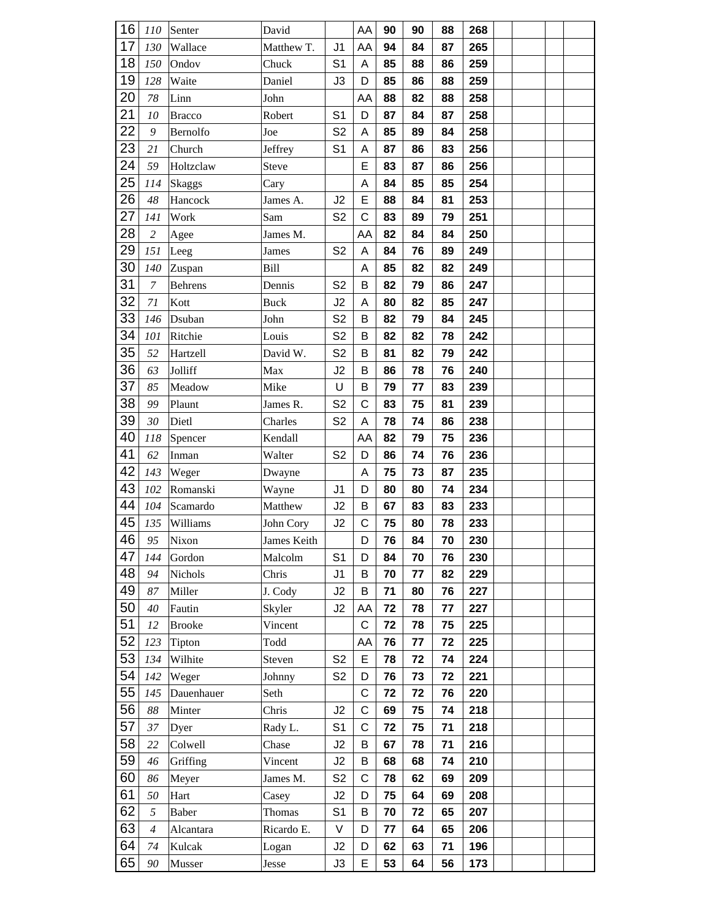| 16 | 110 | Senter | David | | AA | 90 | 90 | 88 | 268 | | | | |
|---|---|---|---|---|---|---|---|---|---|---|---|---|---|
| 17 | 130 | Wallace | Matthew T. | J1 | AA | 94 | 84 | 87 | 265 | | | | |
| 18 | 150 | Ondov | Chuck | S1 | A | 85 | 88 | 86 | 259 | | | | |
| 19 | 128 | Waite | Daniel | J3 | D | 85 | 86 | 88 | 259 | | | | |
| 20 | 78 | Linn | John | | AA | 88 | 82 | 88 | 258 | | | | |
| 21 | 10 | Bracco | Robert | S1 | D | 87 | 84 | 87 | 258 | | | | |
| 22 | 9 | Bernolfo | Joe | S2 | A | 85 | 89 | 84 | 258 | | | | |
| 23 | 21 | Church | Jeffrey | S1 | A | 87 | 86 | 83 | 256 | | | | |
| 24 | 59 | Holtzclaw | Steve | | E | 83 | 87 | 86 | 256 | | | | |
| 25 | 114 | Skaggs | Cary | | A | 84 | 85 | 85 | 254 | | | | |
| 26 | 48 | Hancock | James A. | J2 | E | 88 | 84 | 81 | 253 | | | | |
| 27 | 141 | Work | Sam | S2 | C | 83 | 89 | 79 | 251 | | | | |
| 28 | 2 | Agee | James M. | | AA | 82 | 84 | 84 | 250 | | | | |
| 29 | 151 | Leeg | James | S2 | A | 84 | 76 | 89 | 249 | | | | |
| 30 | 140 | Zuspan | Bill | | A | 85 | 82 | 82 | 249 | | | | |
| 31 | 7 | Behrens | Dennis | S2 | B | 82 | 79 | 86 | 247 | | | | |
| 32 | 71 | Kott | Buck | J2 | A | 80 | 82 | 85 | 247 | | | | |
| 33 | 146 | Dsuban | John | S2 | B | 82 | 79 | 84 | 245 | | | | |
| 34 | 101 | Ritchie | Louis | S2 | B | 82 | 82 | 78 | 242 | | | | |
| 35 | 52 | Hartzell | David W. | S2 | B | 81 | 82 | 79 | 242 | | | | |
| 36 | 63 | Jolliff | Max | J2 | B | 86 | 78 | 76 | 240 | | | | |
| 37 | 85 | Meadow | Mike | U | B | 79 | 77 | 83 | 239 | | | | |
| 38 | 99 | Plaunt | James R. | S2 | C | 83 | 75 | 81 | 239 | | | | |
| 39 | 30 | Dietl | Charles | S2 | A | 78 | 74 | 86 | 238 | | | | |
| 40 | 118 | Spencer | Kendall | | AA | 82 | 79 | 75 | 236 | | | | |
| 41 | 62 | Inman | Walter | S2 | D | 86 | 74 | 76 | 236 | | | | |
| 42 | 143 | Weger | Dwayne | | A | 75 | 73 | 87 | 235 | | | | |
| 43 | 102 | Romanski | Wayne | J1 | D | 80 | 80 | 74 | 234 | | | | |
| 44 | 104 | Scamardo | Matthew | J2 | B | 67 | 83 | 83 | 233 | | | | |
| 45 | 135 | Williams | John Cory | J2 | C | 75 | 80 | 78 | 233 | | | | |
| 46 | 95 | Nixon | James Keith | | D | 76 | 84 | 70 | 230 | | | | |
| 47 | 144 | Gordon | Malcolm | S1 | D | 84 | 70 | 76 | 230 | | | | |
| 48 | 94 | Nichols | Chris | J1 | B | 70 | 77 | 82 | 229 | | | | |
| 49 | 87 | Miller | J. Cody | J2 | B | 71 | 80 | 76 | 227 | | | | |
| 50 | 40 | Fautin | Skyler | J2 | AA | 72 | 78 | 77 | 227 | | | | |
| 51 | 12 | Brooke | Vincent | | C | 72 | 78 | 75 | 225 | | | | |
| 52 | 123 | Tipton | Todd | | AA | 76 | 77 | 72 | 225 | | | | |
| 53 | 134 | Wilhite | Steven | S2 | E | 78 | 72 | 74 | 224 | | | | |
| 54 | 142 | Weger | Johnny | S2 | D | 76 | 73 | 72 | 221 | | | | |
| 55 | 145 | Dauenhauer | Seth | | C | 72 | 72 | 76 | 220 | | | | |
| 56 | 88 | Minter | Chris | J2 | C | 69 | 75 | 74 | 218 | | | | |
| 57 | 37 | Dyer | Rady L. | S1 | C | 72 | 75 | 71 | 218 | | | | |
| 58 | 22 | Colwell | Chase | J2 | B | 67 | 78 | 71 | 216 | | | | |
| 59 | 46 | Griffing | Vincent | J2 | B | 68 | 68 | 74 | 210 | | | | |
| 60 | 86 | Meyer | James M. | S2 | C | 78 | 62 | 69 | 209 | | | | |
| 61 | 50 | Hart | Casey | J2 | D | 75 | 64 | 69 | 208 | | | | |
| 62 | 5 | Baber | Thomas | S1 | B | 70 | 72 | 65 | 207 | | | | |
| 63 | 4 | Alcantara | Ricardo E. | V | D | 77 | 64 | 65 | 206 | | | | |
| 64 | 74 | Kulcak | Logan | J2 | D | 62 | 63 | 71 | 196 | | | | |
| 65 | 90 | Musser | Jesse | J3 | E | 53 | 64 | 56 | 173 | | | | |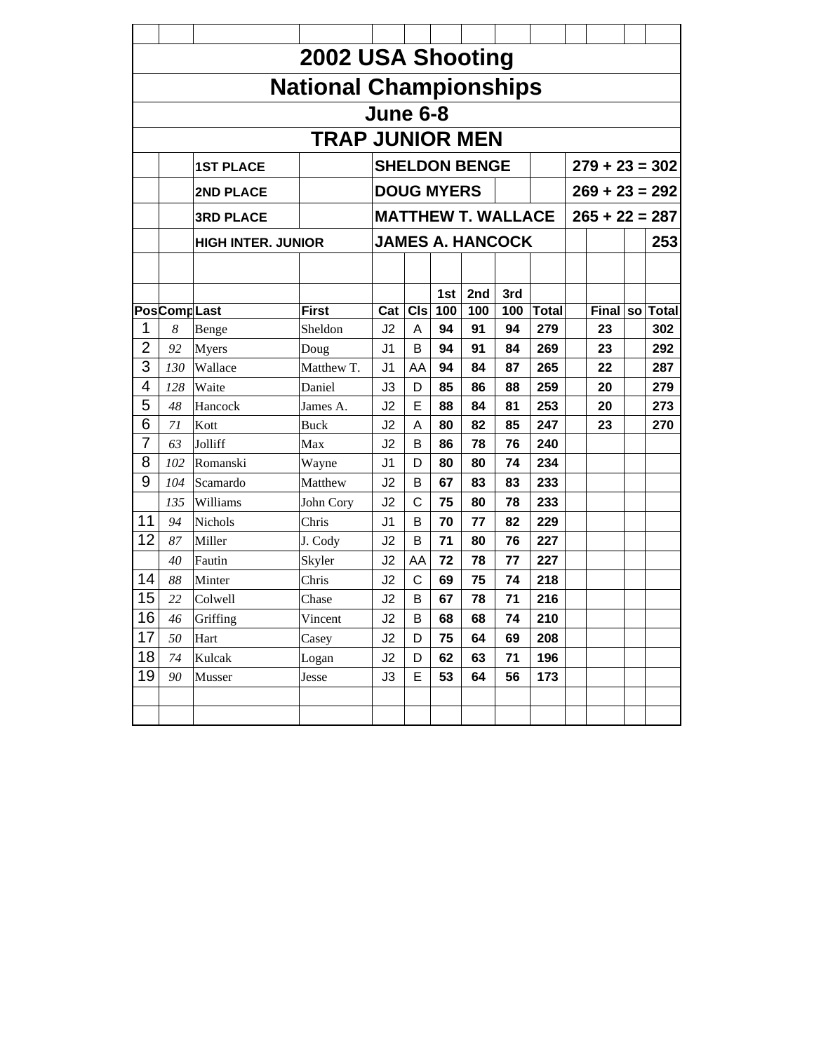# 2002 USA Shooting

# National Championships

## June 6-8

## TRAP JUNIOR MEN

| | |
|---|---|
| **1ST PLACE** | **SHELDON BENGE** 279 + 23 = 302 |
| **2ND PLACE** | **DOUG MYERS** 269 + 23 = 292 |
| **3RD PLACE** | **MATTHEW T. WALLACE** 265 + 22 = 287 |
| **HIGH INTER. JUNIOR** | **JAMES A. HANCOCK** 253 |

| Pos | Comp | Last | First | Cat | Cls | 1st 100 | 2nd 100 | 3rd 100 | Total | | Final | so | Total |
|---|---|---|---|---|---|---|---|---|---|---|---|---|---|
| 1 | 8 | Benge | Sheldon | J2 | A | 94 | 91 | 94 | 279 | | 23 | | 302 |
| 2 | 92 | Myers | Doug | J1 | B | 94 | 91 | 84 | 269 | | 23 | | 292 |
| 3 | 130 | Wallace | Matthew T. | J1 | AA | 94 | 84 | 87 | 265 | | 22 | | 287 |
| 4 | 128 | Waite | Daniel | J3 | D | 85 | 86 | 88 | 259 | | 20 | | 279 |
| 5 | 48 | Hancock | James A. | J2 | E | 88 | 84 | 81 | 253 | | 20 | | 273 |
| 6 | 71 | Kott | Buck | J2 | A | 80 | 82 | 85 | 247 | | 23 | | 270 |
| 7 | 63 | Jolliff | Max | J2 | B | 86 | 78 | 76 | 240 | | | | |
| 8 | 102 | Romanski | Wayne | J1 | D | 80 | 80 | 74 | 234 | | | | |
| 9 | 104 | Scamardo | Matthew | J2 | B | 67 | 83 | 83 | 233 | | | | |
| | 135 | Williams | John Cory | J2 | C | 75 | 80 | 78 | 233 | | | | |
| 11 | 94 | Nichols | Chris | J1 | B | 70 | 77 | 82 | 229 | | | | |
| 12 | 87 | Miller | J. Cody | J2 | B | 71 | 80 | 76 | 227 | | | | |
| | 40 | Fautin | Skyler | J2 | AA | 72 | 78 | 77 | 227 | | | | |
| 14 | 88 | Minter | Chris | J2 | C | 69 | 75 | 74 | 218 | | | | |
| 15 | 22 | Colwell | Chase | J2 | B | 67 | 78 | 71 | 216 | | | | |
| 16 | 46 | Griffing | Vincent | J2 | B | 68 | 68 | 74 | 210 | | | | |
| 17 | 50 | Hart | Casey | J2 | D | 75 | 64 | 69 | 208 | | | | |
| 18 | 74 | Kulcak | Logan | J2 | D | 62 | 63 | 71 | 196 | | | | |
| 19 | 90 | Musser | Jesse | J3 | E | 53 | 64 | 56 | 173 | | | | |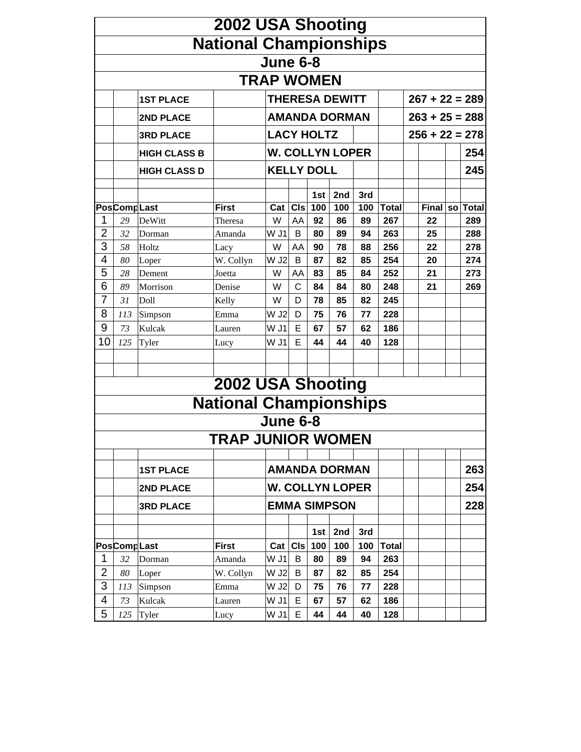# 2002 USA Shooting
# National Championships
## June 6-8
## TRAP WOMEN

| | |
|---|---|
| 1ST PLACE | THERESA DEWITT 267 + 22 = 289 |
| 2ND PLACE | AMANDA DORMAN 263 + 25 = 288 |
| 3RD PLACE | LACY HOLTZ 256 + 22 = 278 |
| HIGH CLASS B | W. COLLYN LOPER 254 |
| HIGH CLASS D | KELLY DOLL 245 |

| Pos | Comp | Last | First | Cat | Cls | 1st 100 | 2nd 100 | 3rd 100 | Total | | Final | so | Total |
|---|---|---|---|---|---|---|---|---|---|---|---|---|---|
| 1 | 29 | DeWitt | Theresa | W | AA | 92 | 86 | 89 | 267 | | 22 | | 289 |
| 2 | 32 | Dorman | Amanda | W J1 | B | 80 | 89 | 94 | 263 | | 25 | | 288 |
| 3 | 58 | Holtz | Lacy | W | AA | 90 | 78 | 88 | 256 | | 22 | | 278 |
| 4 | 80 | Loper | W. Collyn | W J2 | B | 87 | 82 | 85 | 254 | | 20 | | 274 |
| 5 | 28 | Dement | Joetta | W | AA | 83 | 85 | 84 | 252 | | 21 | | 273 |
| 6 | 89 | Morrison | Denise | W | C | 84 | 84 | 80 | 248 | | 21 | | 269 |
| 7 | 31 | Doll | Kelly | W | D | 78 | 85 | 82 | 245 | | | | |
| 8 | 113 | Simpson | Emma | W J2 | D | 75 | 76 | 77 | 228 | | | | |
| 9 | 73 | Kulcak | Lauren | W J1 | E | 67 | 57 | 62 | 186 | | | | |
| 10 | 125 | Tyler | Lucy | W J1 | E | 44 | 44 | 40 | 128 | | | | |

# 2002 USA Shooting
# National Championships
## June 6-8
## TRAP JUNIOR WOMEN

| | |
|---|---|
| 1ST PLACE | AMANDA DORMAN 263 |
| 2ND PLACE | W. COLLYN LOPER 254 |
| 3RD PLACE | EMMA SIMPSON 228 |

| Pos | Comp | Last | First | Cat | Cls | 1st 100 | 2nd 100 | 3rd 100 | Total |
|---|---|---|---|---|---|---|---|---|---|
| 1 | 32 | Dorman | Amanda | W J1 | B | 80 | 89 | 94 | 263 |
| 2 | 80 | Loper | W. Collyn | W J2 | B | 87 | 82 | 85 | 254 |
| 3 | 113 | Simpson | Emma | W J2 | D | 75 | 76 | 77 | 228 |
| 4 | 73 | Kulcak | Lauren | W J1 | E | 67 | 57 | 62 | 186 |
| 5 | 125 | Tyler | Lucy | W J1 | E | 44 | 44 | 40 | 128 |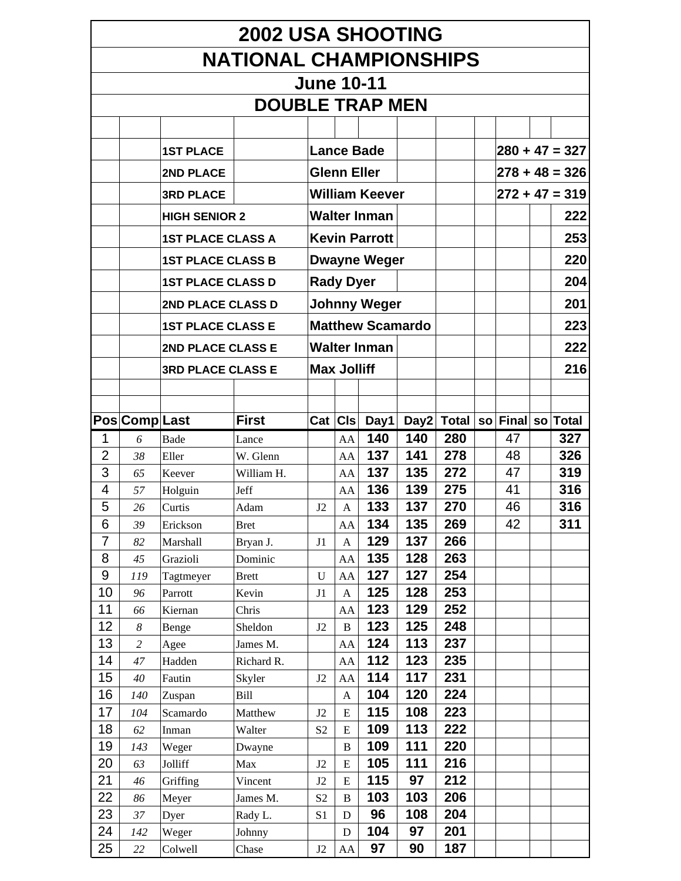# 2002 USA SHOOTING

# NATIONAL CHAMPIONSHIPS

## June 10-11

## DOUBLE TRAP MEN

| Award | Name | Score |
|---|---|---|
| **1ST PLACE** | **Lance Bade** | **280 + 47 = 327** |
| **2ND PLACE** | **Glenn Eller** | **278 + 48 = 326** |
| **3RD PLACE** | **William Keever** | **272 + 47 = 319** |
| **HIGH SENIOR 2** | **Walter Inman** | **222** |
| **1ST PLACE CLASS A** | **Kevin Parrott** | **253** |
| **1ST PLACE CLASS B** | **Dwayne Weger** | **220** |
| **1ST PLACE CLASS D** | **Rady Dyer** | **204** |
| **2ND PLACE CLASS D** | **Johnny Weger** | **201** |
| **1ST PLACE CLASS E** | **Matthew Scamardo** | **223** |
| **2ND PLACE CLASS E** | **Walter Inman** | **222** |
| **3RD PLACE CLASS E** | **Max Jolliff** | **216** |

| Pos | Comp | Last | First | Cat | Cls | Day1 | Day2 | Total | so | Final | so | Total |
|---|---|---|---|---|---|---|---|---|---|---|---|---|
| 1 | *6* | Bade | Lance | | AA | **140** | **140** | **280** | | 47 | | **327** |
| 2 | *38* | Eller | W. Glenn | | AA | **137** | **141** | **278** | | 48 | | **326** |
| 3 | *65* | Keever | William H. | | AA | **137** | **135** | **272** | | 47 | | **319** |
| 4 | *57* | Holguin | Jeff | | AA | **136** | **139** | **275** | | 41 | | **316** |
| 5 | *26* | Curtis | Adam | J2 | A | **133** | **137** | **270** | | 46 | | **316** |
| 6 | *39* | Erickson | Bret | | AA | **134** | **135** | **269** | | 42 | | **311** |
| 7 | *82* | Marshall | Bryan J. | J1 | A | **129** | **137** | **266** | | | | |
| 8 | *45* | Grazioli | Dominic | | AA | **135** | **128** | **263** | | | | |
| 9 | *119* | Tagtmeyer | Brett | U | AA | **127** | **127** | **254** | | | | |
| 10 | *96* | Parrott | Kevin | J1 | A | **125** | **128** | **253** | | | | |
| 11 | *66* | Kiernan | Chris | | AA | **123** | **129** | **252** | | | | |
| 12 | *8* | Benge | Sheldon | J2 | B | **123** | **125** | **248** | | | | |
| 13 | *2* | Agee | James M. | | AA | **124** | **113** | **237** | | | | |
| 14 | *47* | Hadden | Richard R. | | AA | **112** | **123** | **235** | | | | |
| 15 | *40* | Fautin | Skyler | J2 | AA | **114** | **117** | **231** | | | | |
| 16 | *140* | Zuspan | Bill | | A | **104** | **120** | **224** | | | | |
| 17 | *104* | Scamardo | Matthew | J2 | E | **115** | **108** | **223** | | | | |
| 18 | *62* | Inman | Walter | S2 | E | **109** | **113** | **222** | | | | |
| 19 | *143* | Weger | Dwayne | | B | **109** | **111** | **220** | | | | |
| 20 | *63* | Jolliff | Max | J2 | E | **105** | **111** | **216** | | | | |
| 21 | *46* | Griffing | Vincent | J2 | E | **115** | **97** | **212** | | | | |
| 22 | *86* | Meyer | James M. | S2 | B | **103** | **103** | **206** | | | | |
| 23 | *37* | Dyer | Rady L. | S1 | D | **96** | **108** | **204** | | | | |
| 24 | *142* | Weger | Johnny | | D | **104** | **97** | **201** | | | | |
| 25 | *22* | Colwell | Chase | J2 | AA | **97** | **90** | **187** | | | | |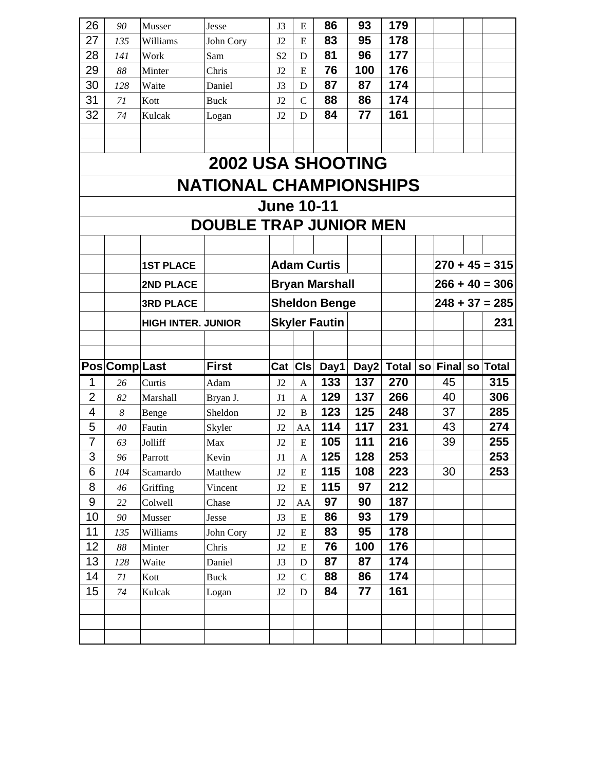| 26 | 90 | Musser | Jesse | J3 | E | 86 | 93 | 179 | | | | |
|---|---|---|---|---|---|---|---|---|---|---|---|---|
| 27 | 135 | Williams | John Cory | J2 | E | 83 | 95 | 178 | | | | |
| 28 | 141 | Work | Sam | S2 | D | 81 | 96 | 177 | | | | |
| 29 | 88 | Minter | Chris | J2 | E | 76 | 100 | 176 | | | | |
| 30 | 128 | Waite | Daniel | J3 | D | 87 | 87 | 174 | | | | |
| 31 | 71 | Kott | Buck | J2 | C | 88 | 86 | 174 | | | | |
| 32 | 74 | Kulcak | Logan | J2 | D | 84 | 77 | 161 | | | | |

# 2002 USA SHOOTING

# NATIONAL CHAMPIONSHIPS

## June 10-11

## DOUBLE TRAP JUNIOR MEN

| | |
|---|---|
| **1ST PLACE** | **Adam Curtis** **270 + 45 = 315** |
| **2ND PLACE** | **Bryan Marshall** **266 + 40 = 306** |
| **3RD PLACE** | **Sheldon Benge** **248 + 37 = 285** |
| **HIGH INTER. JUNIOR** | **Skyler Fautin** **231** |

| Pos | Comp | Last | First | Cat | Cls | Day1 | Day2 | Total | so | Final | so | Total |
|---|---|---|---|---|---|---|---|---|---|---|---|---|
| 1 | 26 | Curtis | Adam | J2 | A | 133 | 137 | 270 | | 45 | | 315 |
| 2 | 82 | Marshall | Bryan J. | J1 | A | 129 | 137 | 266 | | 40 | | 306 |
| 4 | 8 | Benge | Sheldon | J2 | B | 123 | 125 | 248 | | 37 | | 285 |
| 5 | 40 | Fautin | Skyler | J2 | AA | 114 | 117 | 231 | | 43 | | 274 |
| 7 | 63 | Jolliff | Max | J2 | E | 105 | 111 | 216 | | 39 | | 255 |
| 3 | 96 | Parrott | Kevin | J1 | A | 125 | 128 | 253 | | | | 253 |
| 6 | 104 | Scamardo | Matthew | J2 | E | 115 | 108 | 223 | | 30 | | 253 |
| 8 | 46 | Griffing | Vincent | J2 | E | 115 | 97 | 212 | | | | |
| 9 | 22 | Colwell | Chase | J2 | AA | 97 | 90 | 187 | | | | |
| 10 | 90 | Musser | Jesse | J3 | E | 86 | 93 | 179 | | | | |
| 11 | 135 | Williams | John Cory | J2 | E | 83 | 95 | 178 | | | | |
| 12 | 88 | Minter | Chris | J2 | E | 76 | 100 | 176 | | | | |
| 13 | 128 | Waite | Daniel | J3 | D | 87 | 87 | 174 | | | | |
| 14 | 71 | Kott | Buck | J2 | C | 88 | 86 | 174 | | | | |
| 15 | 74 | Kulcak | Logan | J2 | D | 84 | 77 | 161 | | | | |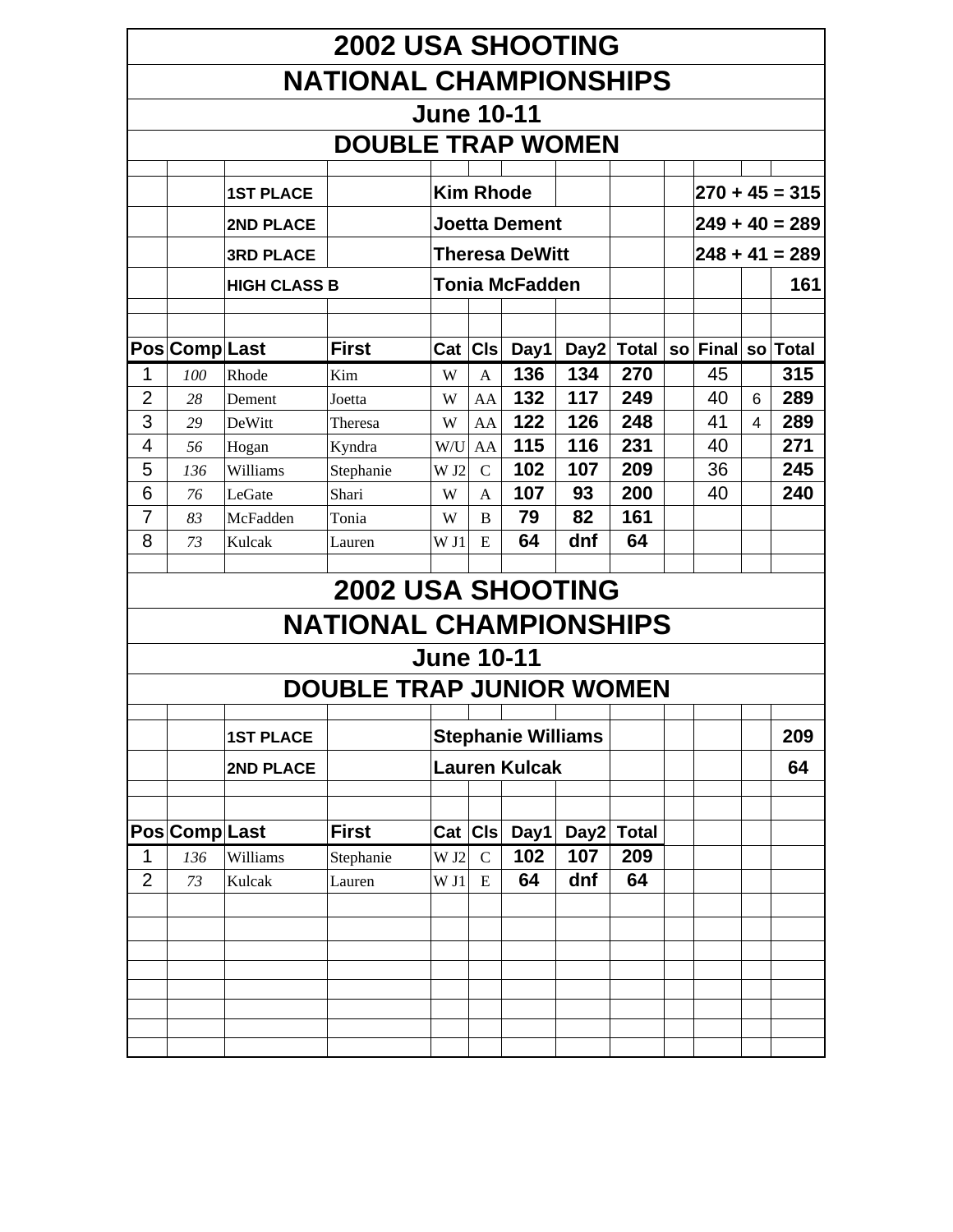# 2002 USA SHOOTING NATIONAL CHAMPIONSHIPS

## June 10-11

## DOUBLE TRAP WOMEN

| | |
|---|---|
| **1ST PLACE** | **Kim Rhode** 270 + 45 = 315 |
| **2ND PLACE** | **Joetta Dement** 249 + 40 = 289 |
| **3RD PLACE** | **Theresa DeWitt** 248 + 41 = 289 |
| **HIGH CLASS B** | **Tonia McFadden** 161 |

| Pos | Comp | Last | First | Cat | Cls | Day1 | Day2 | Total | so | Final | so | Total |
|---|---|---|---|---|---|---|---|---|---|---|---|---|
| 1 | *100* | Rhode | Kim | W | A | **136** | **134** | **270** | | 45 | | **315** |
| 2 | *28* | Dement | Joetta | W | AA | **132** | **117** | **249** | | 40 | 6 | **289** |
| 3 | *29* | DeWitt | Theresa | W | AA | **122** | **126** | **248** | | 41 | 4 | **289** |
| 4 | *56* | Hogan | Kyndra | W/U | AA | **115** | **116** | **231** | | 40 | | **271** |
| 5 | *136* | Williams | Stephanie | W J2 | C | **102** | **107** | **209** | | 36 | | **245** |
| 6 | *76* | LeGate | Shari | W | A | **107** | **93** | **200** | | 40 | | **240** |
| 7 | *83* | McFadden | Tonia | W | B | **79** | **82** | **161** | | | | |
| 8 | *73* | Kulcak | Lauren | W J1 | E | **64** | **dnf** | **64** | | | | |

# 2002 USA SHOOTING NATIONAL CHAMPIONSHIPS

## June 10-11

## DOUBLE TRAP JUNIOR WOMEN

| | |
|---|---|
| **1ST PLACE** | **Stephanie Williams** 209 |
| **2ND PLACE** | **Lauren Kulcak** 64 |

| Pos | Comp | Last | First | Cat | Cls | Day1 | Day2 | Total |
|---|---|---|---|---|---|---|---|---|
| 1 | *136* | Williams | Stephanie | W J2 | C | **102** | **107** | **209** |
| 2 | *73* | Kulcak | Lauren | W J1 | E | **64** | **dnf** | **64** |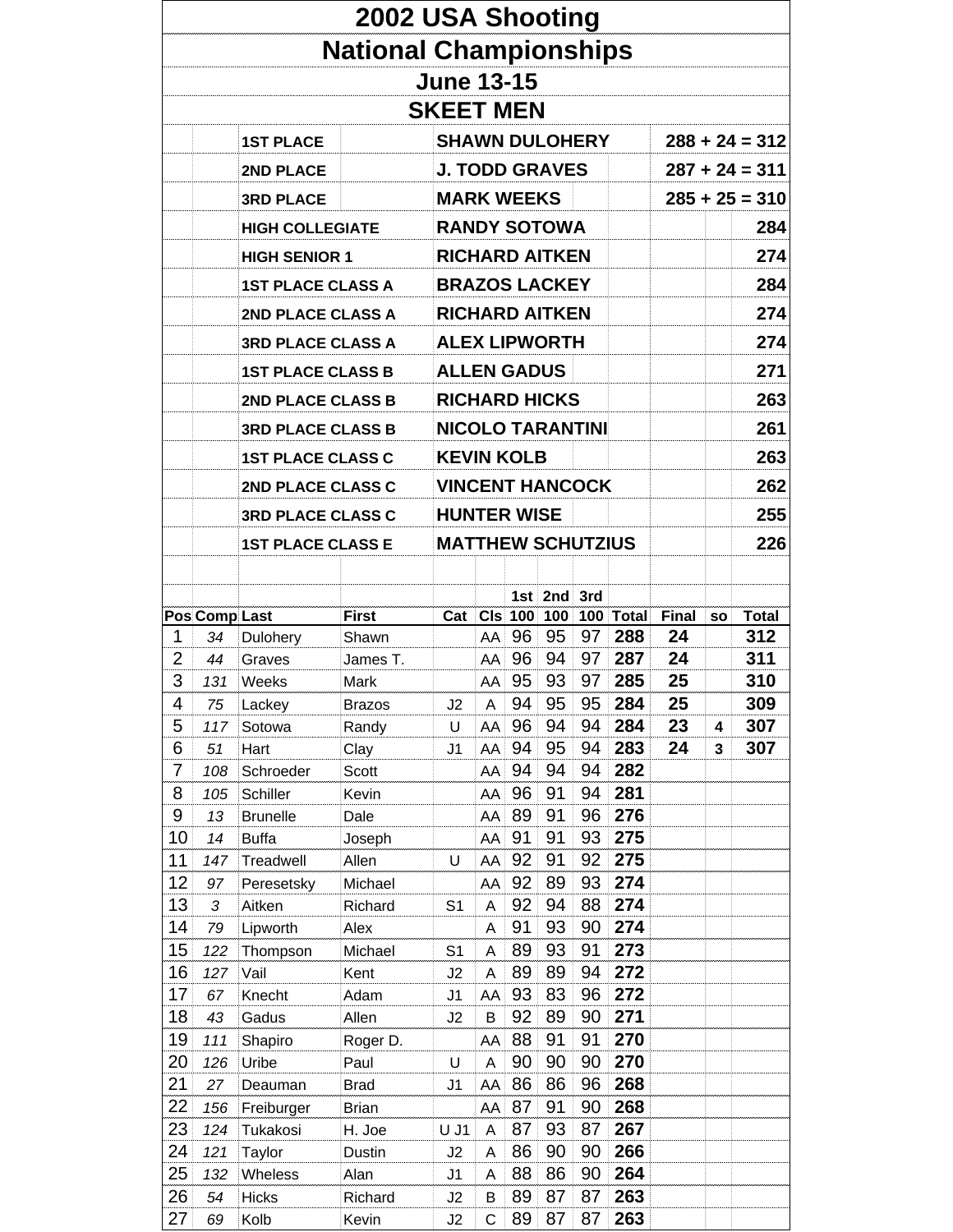# 2002 USA Shooting

# National Championships

## June 13-15

## SKEET MEN

| | |
|---|---|
| **1ST PLACE** | **SHAWN DULOHERY** | **288 + 24 = 312** |
| **2ND PLACE** | **J. TODD GRAVES** | **287 + 24 = 311** |
| **3RD PLACE** | **MARK WEEKS** | **285 + 25 = 310** |
| **HIGH COLLEGIATE** | **RANDY SOTOWA** | **284** |
| **HIGH SENIOR 1** | **RICHARD AITKEN** | **274** |
| **1ST PLACE CLASS A** | **BRAZOS LACKEY** | **284** |
| **2ND PLACE CLASS A** | **RICHARD AITKEN** | **274** |
| **3RD PLACE CLASS A** | **ALEX LIPWORTH** | **274** |
| **1ST PLACE CLASS B** | **ALLEN GADUS** | **271** |
| **2ND PLACE CLASS B** | **RICHARD HICKS** | **263** |
| **3RD PLACE CLASS B** | **NICOLO TARANTINI** | **261** |
| **1ST PLACE CLASS C** | **KEVIN KOLB** | **263** |
| **2ND PLACE CLASS C** | **VINCENT HANCOCK** | **262** |
| **3RD PLACE CLASS C** | **HUNTER WISE** | **255** |
| **1ST PLACE CLASS E** | **MATTHEW SCHUTZIUS** | **226** |

| Pos | Comp | Last | First | Cat | Cls | 1st 100 | 2nd 100 | 3rd 100 | Total | Final | so | Total |
|---|---|---|---|---|---|---|---|---|---|---|---|---|
| 1 | 34 | Dulohery | Shawn | | AA | 96 | 95 | 97 | **288** | **24** | | **312** |
| 2 | 44 | Graves | James T. | | AA | 96 | 94 | 97 | **287** | **24** | | **311** |
| 3 | 131 | Weeks | Mark | | AA | 95 | 93 | 97 | **285** | **25** | | **310** |
| 4 | 75 | Lackey | Brazos | J2 | A | 94 | 95 | 95 | **284** | **25** | | **309** |
| 5 | 117 | Sotowa | Randy | U | AA | 96 | 94 | 94 | **284** | **23** | **4** | **307** |
| 6 | 51 | Hart | Clay | J1 | AA | 94 | 95 | 94 | **283** | **24** | **3** | **307** |
| 7 | 108 | Schroeder | Scott | | AA | 94 | 94 | 94 | **282** | | | |
| 8 | 105 | Schiller | Kevin | | AA | 96 | 91 | 94 | **281** | | | |
| 9 | 13 | Brunelle | Dale | | AA | 89 | 91 | 96 | **276** | | | |
| 10 | 14 | Buffa | Joseph | | AA | 91 | 91 | 93 | **275** | | | |
| 11 | 147 | Treadwell | Allen | U | AA | 92 | 91 | 92 | **275** | | | |
| 12 | 97 | Peresetsky | Michael | | AA | 92 | 89 | 93 | **274** | | | |
| 13 | 3 | Aitken | Richard | S1 | A | 92 | 94 | 88 | **274** | | | |
| 14 | 79 | Lipworth | Alex | | A | 91 | 93 | 90 | **274** | | | |
| 15 | 122 | Thompson | Michael | S1 | A | 89 | 93 | 91 | **273** | | | |
| 16 | 127 | Vail | Kent | J2 | A | 89 | 89 | 94 | **272** | | | |
| 17 | 67 | Knecht | Adam | J1 | AA | 93 | 83 | 96 | **272** | | | |
| 18 | 43 | Gadus | Allen | J2 | B | 92 | 89 | 90 | **271** | | | |
| 19 | 111 | Shapiro | Roger D. | | AA | 88 | 91 | 91 | **270** | | | |
| 20 | 126 | Uribe | Paul | U | A | 90 | 90 | 90 | **270** | | | |
| 21 | 27 | Deauman | Brad | J1 | AA | 86 | 86 | 96 | **268** | | | |
| 22 | 156 | Freiburger | Brian | | AA | 87 | 91 | 90 | **268** | | | |
| 23 | 124 | Tukakosi | H. Joe | U J1 | A | 87 | 93 | 87 | **267** | | | |
| 24 | 121 | Taylor | Dustin | J2 | A | 86 | 90 | 90 | **266** | | | |
| 25 | 132 | Wheless | Alan | J1 | A | 88 | 86 | 90 | **264** | | | |
| 26 | 54 | Hicks | Richard | J2 | B | 89 | 87 | 87 | **263** | | | |
| 27 | 69 | Kolb | Kevin | J2 | C | 89 | 87 | 87 | **263** | | | |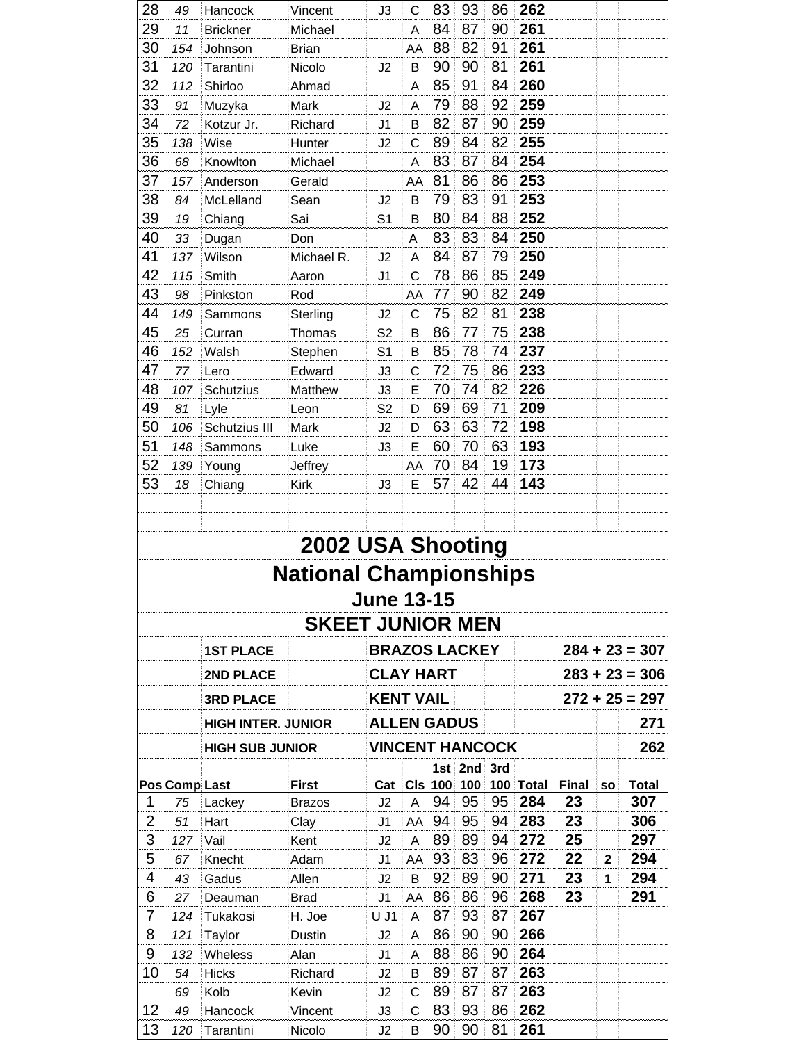| | | | | | | | | | | | | |
|---|---|---|---|---|---|---|---|---|---|---|---|---|
| 28 | 49 | Hancock | Vincent | J3 | C | 83 | 93 | 86 | **262** | | | |
| 29 | 11 | Brickner | Michael | | A | 84 | 87 | 90 | **261** | | | |
| 30 | 154 | Johnson | Brian | | AA | 88 | 82 | 91 | **261** | | | |
| 31 | 120 | Tarantini | Nicolo | J2 | B | 90 | 90 | 81 | **261** | | | |
| 32 | 112 | Shirloo | Ahmad | | A | 85 | 91 | 84 | **260** | | | |
| 33 | 91 | Muzyka | Mark | J2 | A | 79 | 88 | 92 | **259** | | | |
| 34 | 72 | Kotzur Jr. | Richard | J1 | B | 82 | 87 | 90 | **259** | | | |
| 35 | 138 | Wise | Hunter | J2 | C | 89 | 84 | 82 | **255** | | | |
| 36 | 68 | Knowlton | Michael | | A | 83 | 87 | 84 | **254** | | | |
| 37 | 157 | Anderson | Gerald | | AA | 81 | 86 | 86 | **253** | | | |
| 38 | 84 | McLelland | Sean | J2 | B | 79 | 83 | 91 | **253** | | | |
| 39 | 19 | Chiang | Sai | S1 | B | 80 | 84 | 88 | **252** | | | |
| 40 | 33 | Dugan | Don | | A | 83 | 83 | 84 | **250** | | | |
| 41 | 137 | Wilson | Michael R. | J2 | A | 84 | 87 | 79 | **250** | | | |
| 42 | 115 | Smith | Aaron | J1 | C | 78 | 86 | 85 | **249** | | | |
| 43 | 98 | Pinkston | Rod | | AA | 77 | 90 | 82 | **249** | | | |
| 44 | 149 | Sammons | Sterling | J2 | C | 75 | 82 | 81 | **238** | | | |
| 45 | 25 | Curran | Thomas | S2 | B | 86 | 77 | 75 | **238** | | | |
| 46 | 152 | Walsh | Stephen | S1 | B | 85 | 78 | 74 | **237** | | | |
| 47 | 77 | Lero | Edward | J3 | C | 72 | 75 | 86 | **233** | | | |
| 48 | 107 | Schutzius | Matthew | J3 | E | 70 | 74 | 82 | **226** | | | |
| 49 | 81 | Lyle | Leon | S2 | D | 69 | 69 | 71 | **209** | | | |
| 50 | 106 | Schutzius III | Mark | J2 | D | 63 | 63 | 72 | **198** | | | |
| 51 | 148 | Sammons | Luke | J3 | E | 60 | 70 | 63 | **193** | | | |
| 52 | 139 | Young | Jeffrey | | AA | 70 | 84 | 19 | **173** | | | |
| 53 | 18 | Chiang | Kirk | J3 | E | 57 | 42 | 44 | **143** | | | |

# 2002 USA Shooting

# National Championships

## June 13-15

## SKEET JUNIOR MEN

| | | |
|---|---|---|
| **1ST PLACE** | **BRAZOS LACKEY** | **284 + 23 = 307** |
| **2ND PLACE** | **CLAY HART** | **283 + 23 = 306** |
| **3RD PLACE** | **KENT VAIL** | **272 + 25 = 297** |
| **HIGH INTER. JUNIOR** | **ALLEN GADUS** | **271** |
| **HIGH SUB JUNIOR** | **VINCENT HANCOCK** | **262** |

| Pos | Comp | Last | First | Cat | Cls | 1st 100 | 2nd 100 | 3rd 100 | Total | Final | so | Total |
|---|---|---|---|---|---|---|---|---|---|---|---|---|
| 1 | 75 | Lackey | Brazos | J2 | A | 94 | 95 | 95 | **284** | **23** | | **307** |
| 2 | 51 | Hart | Clay | J1 | AA | 94 | 95 | 94 | **283** | **23** | | **306** |
| 3 | 127 | Vail | Kent | J2 | A | 89 | 89 | 94 | **272** | **25** | | **297** |
| 5 | 67 | Knecht | Adam | J1 | AA | 93 | 83 | 96 | **272** | **22** | **2** | **294** |
| 4 | 43 | Gadus | Allen | J2 | B | 92 | 89 | 90 | **271** | **23** | **1** | **294** |
| 6 | 27 | Deauman | Brad | J1 | AA | 86 | 86 | 96 | **268** | **23** | | **291** |
| 7 | 124 | Tukakosi | H. Joe | U J1 | A | 87 | 93 | 87 | **267** | | | |
| 8 | 121 | Taylor | Dustin | J2 | A | 86 | 90 | 90 | **266** | | | |
| 9 | 132 | Wheless | Alan | J1 | A | 88 | 86 | 90 | **264** | | | |
| 10 | 54 | Hicks | Richard | J2 | B | 89 | 87 | 87 | **263** | | | |
| | 69 | Kolb | Kevin | J2 | C | 89 | 87 | 87 | **263** | | | |
| 12 | 49 | Hancock | Vincent | J3 | C | 83 | 93 | 86 | **262** | | | |
| 13 | 120 | Tarantini | Nicolo | J2 | B | 90 | 90 | 81 | **261** | | | |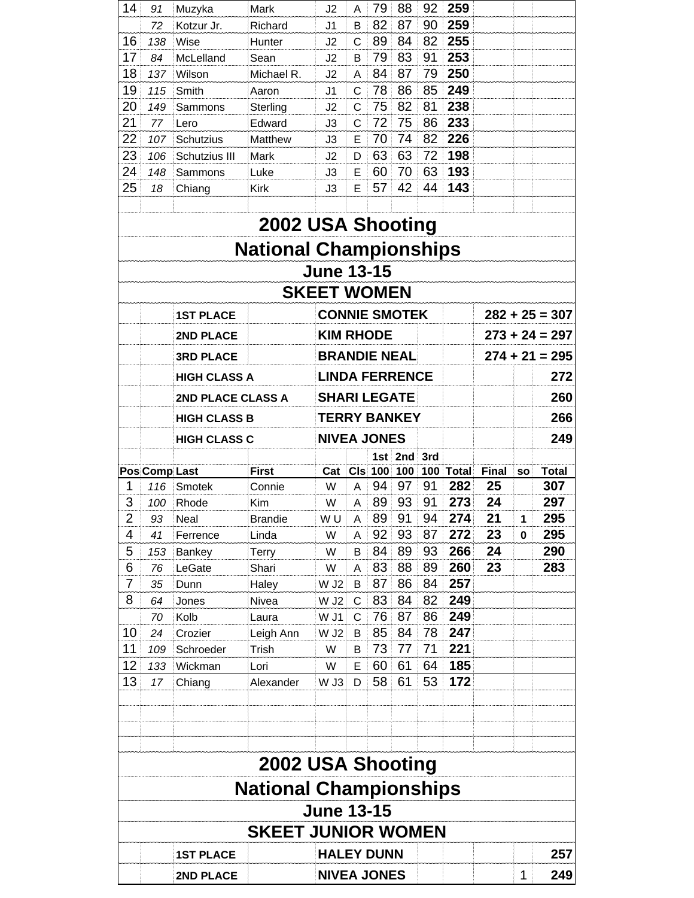| Pos | Comp | Last | First | Cat | Cls | 1st 100 | 2nd 100 | 3rd 100 | Total | Final | so | Total |
|---|---|---|---|---|---|---|---|---|---|---|---|---|
| 14 | 91 | Muzyka | Mark | J2 | A | 79 | 88 | 92 | **259** | | | |
| | 72 | Kotzur Jr. | Richard | J1 | B | 82 | 87 | 90 | **259** | | | |
| 16 | 138 | Wise | Hunter | J2 | C | 89 | 84 | 82 | **255** | | | |
| 17 | 84 | McLelland | Sean | J2 | B | 79 | 83 | 91 | **253** | | | |
| 18 | 137 | Wilson | Michael R. | J2 | A | 84 | 87 | 79 | **250** | | | |
| 19 | 115 | Smith | Aaron | J1 | C | 78 | 86 | 85 | **249** | | | |
| 20 | 149 | Sammons | Sterling | J2 | C | 75 | 82 | 81 | **238** | | | |
| 21 | 77 | Lero | Edward | J3 | C | 72 | 75 | 86 | **233** | | | |
| 22 | 107 | Schutzius | Matthew | J3 | E | 70 | 74 | 82 | **226** | | | |
| 23 | 106 | Schutzius III | Mark | J2 | D | 63 | 63 | 72 | **198** | | | |
| 24 | 148 | Sammons | Luke | J3 | E | 60 | 70 | 63 | **193** | | | |
| 25 | 18 | Chiang | Kirk | J3 | E | 57 | 42 | 44 | **143** | | | |

# 2002 USA Shooting
# National Championships
## June 13-15
## SKEET WOMEN

| | | |
|---|---|---|
| **1ST PLACE** | **CONNIE SMOTEK** | **282 + 25 = 307** |
| **2ND PLACE** | **KIM RHODE** | **273 + 24 = 297** |
| **3RD PLACE** | **BRANDIE NEAL** | **274 + 21 = 295** |
| **HIGH CLASS A** | **LINDA FERRENCE** | **272** |
| **2ND PLACE CLASS A** | **SHARI LEGATE** | **260** |
| **HIGH CLASS B** | **TERRY BANKEY** | **266** |
| **HIGH CLASS C** | **NIVEA JONES** | **249** |

| Pos | Comp | Last | First | Cat | Cls | 1st 100 | 2nd 100 | 3rd 100 | Total | Final | so | Total |
|---|---|---|---|---|---|---|---|---|---|---|---|---|
| 1 | 116 | Smotek | Connie | W | A | 94 | 97 | 91 | **282** | **25** | | **307** |
| 3 | 100 | Rhode | Kim | W | A | 89 | 93 | 91 | **273** | **24** | | **297** |
| 2 | 93 | Neal | Brandie | W U | A | 89 | 91 | 94 | **274** | **21** | **1** | **295** |
| 4 | 41 | Ferrence | Linda | W | A | 92 | 93 | 87 | **272** | **23** | **0** | **295** |
| 5 | 153 | Bankey | Terry | W | B | 84 | 89 | 93 | **266** | **24** | | **290** |
| 6 | 76 | LeGate | Shari | W | A | 83 | 88 | 89 | **260** | **23** | | **283** |
| 7 | 35 | Dunn | Haley | W J2 | B | 87 | 86 | 84 | **257** | | | |
| 8 | 64 | Jones | Nivea | W J2 | C | 83 | 84 | 82 | **249** | | | |
| | 70 | Kolb | Laura | W J1 | C | 76 | 87 | 86 | **249** | | | |
| 10 | 24 | Crozier | Leigh Ann | W J2 | B | 85 | 84 | 78 | **247** | | | |
| 11 | 109 | Schroeder | Trish | W | B | 73 | 77 | 71 | **221** | | | |
| 12 | 133 | Wickman | Lori | W | E | 60 | 61 | 64 | **185** | | | |
| 13 | 17 | Chiang | Alexander | W J3 | D | 58 | 61 | 53 | **172** | | | |

# 2002 USA Shooting
# National Championships
## June 13-15
## SKEET JUNIOR WOMEN

| | | | |
|---|---|---|---|
| **1ST PLACE** | **HALEY DUNN** | | **257** |
| **2ND PLACE** | **NIVEA JONES** | 1 | **249** |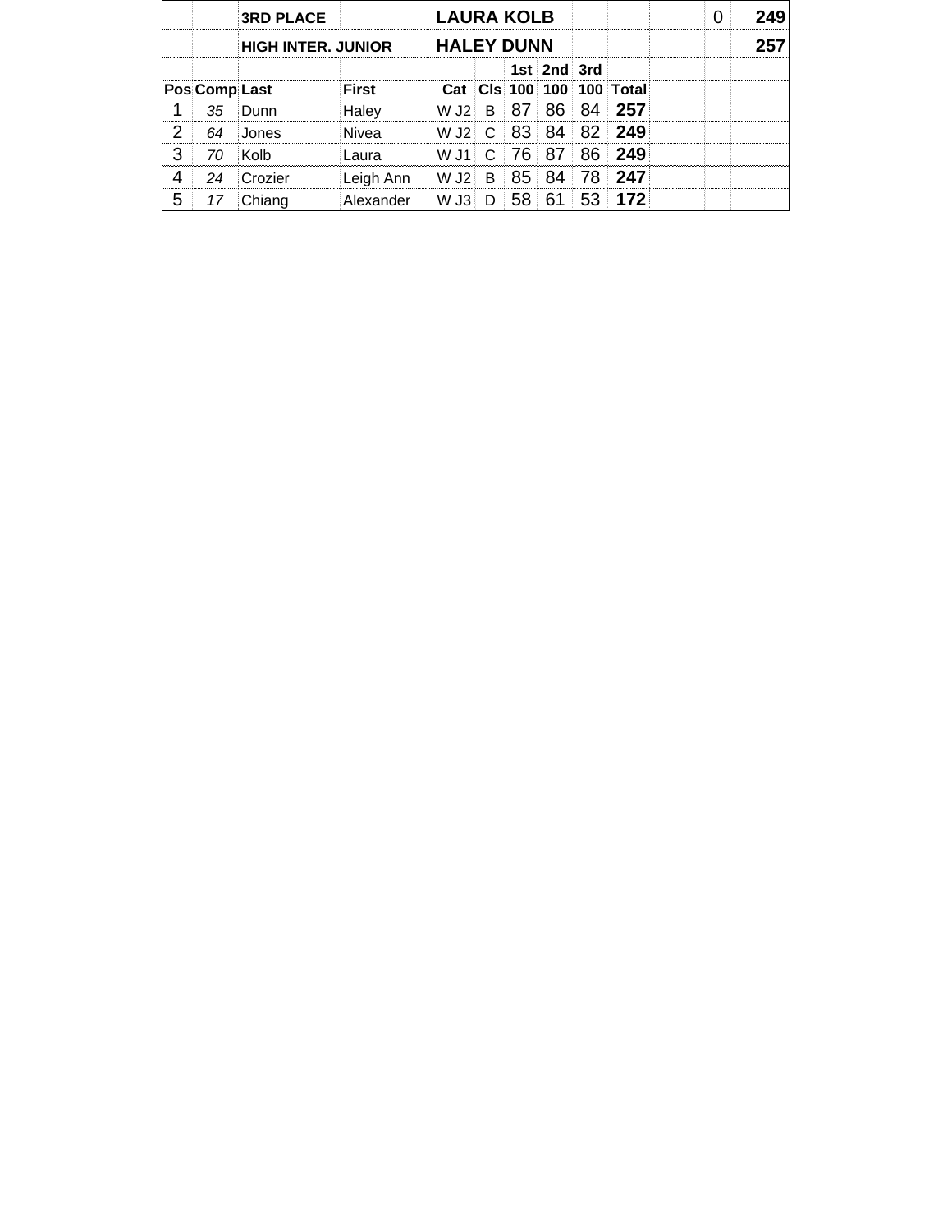| | | | | | | | | | | | | |
|---|---|---|---|---|---|---|---|---|---|---|---|---|
| | | **3RD PLACE** | | **LAURA KOLB** | | | | | | | 0 | **249** |
| | | **HIGH INTER. JUNIOR** | | **HALEY DUNN** | | | | | | | | **257** |
| | | | | | | **1st** | **2nd** | **3rd** | | | | |
| **Pos** | **Comp** | **Last** | **First** | **Cat** | **Cls** | **100** | **100** | **100** | **Total** | | | |
| 1 | *35* | Dunn | Haley | W J2 | B | 87 | 86 | 84 | **257** | | | |
| 2 | *64* | Jones | Nivea | W J2 | C | 83 | 84 | 82 | **249** | | | |
| 3 | *70* | Kolb | Laura | W J1 | C | 76 | 87 | 86 | **249** | | | |
| 4 | *24* | Crozier | Leigh Ann | W J2 | B | 85 | 84 | 78 | **247** | | | |
| 5 | *17* | Chiang | Alexander | W J3 | D | 58 | 61 | 53 | **172** | | | |